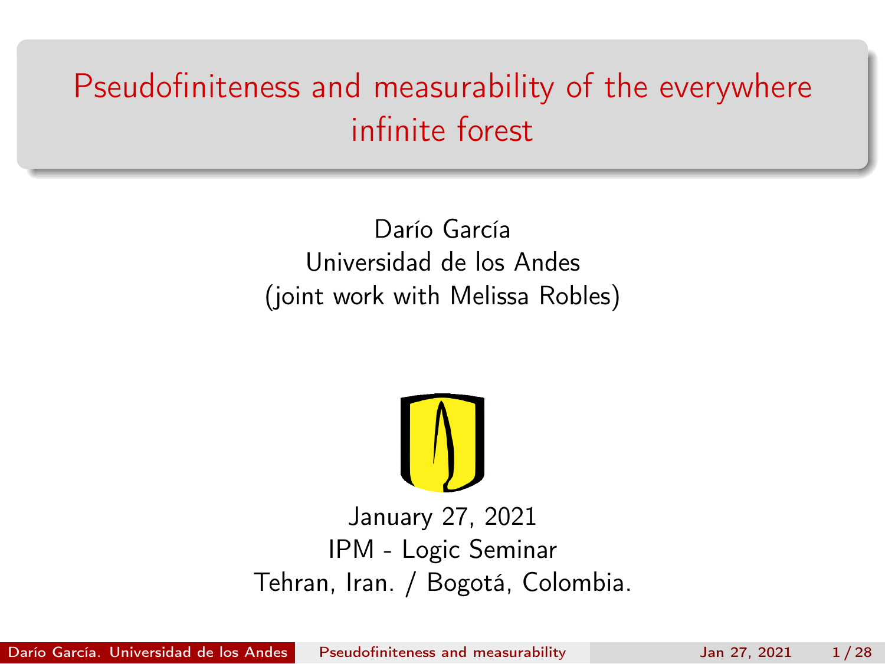# Pseudofiniteness and measurability of the everywhere infinite forest

Darío García
Universidad de los Andes
(joint work with Melissa Robles)

January 27, 2021
IPM - Logic Seminar
Tehran, Iran. / Bogotá, Colombia.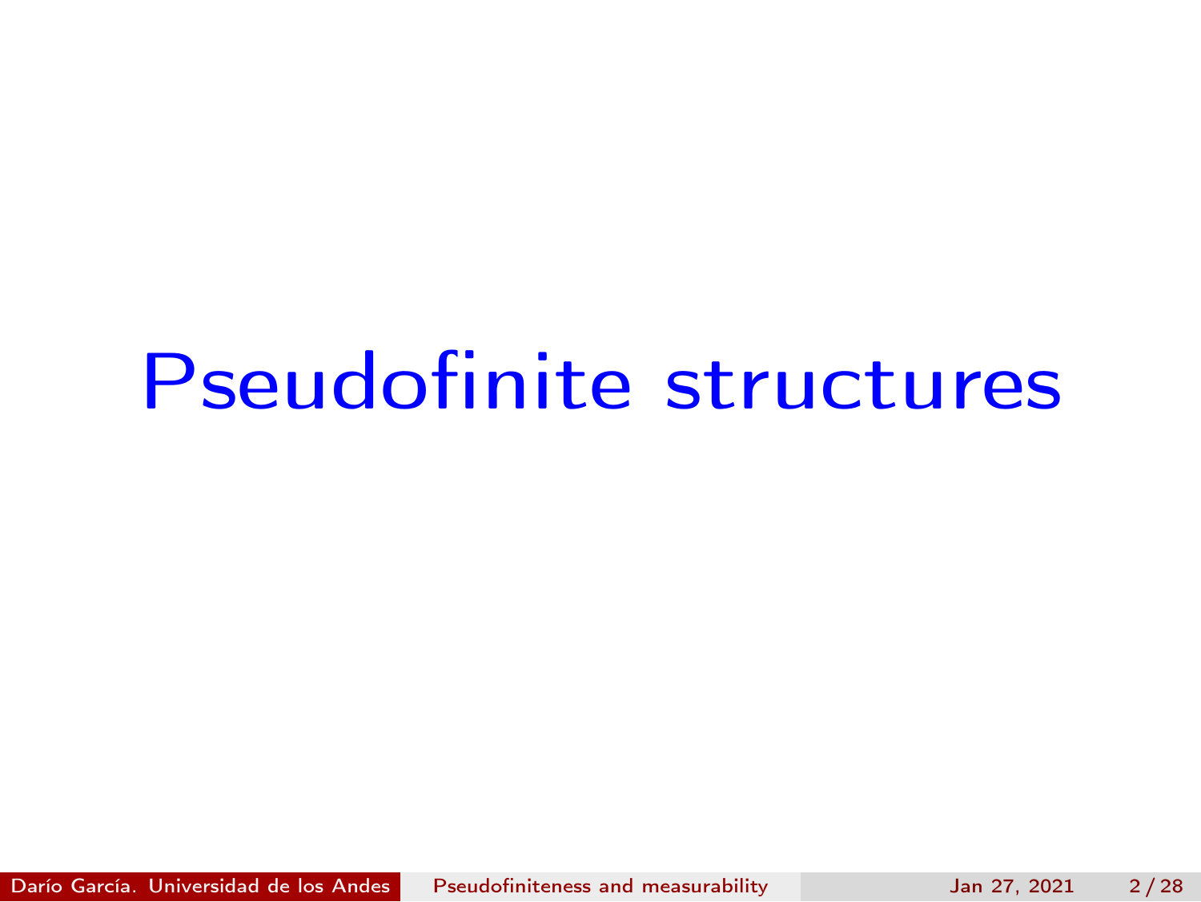# Pseudofinite structures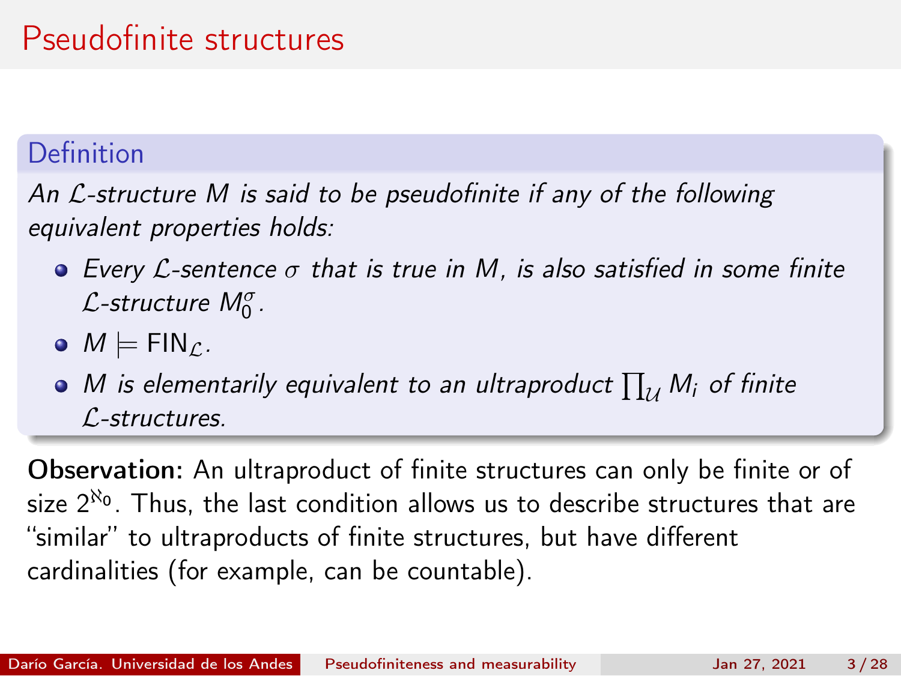# Pseudofinite structures

**Definition**

*An $\mathcal{L}$-structure $M$ is said to be pseudofinite if any of the following equivalent properties holds:*

- *Every $\mathcal{L}$-sentence $\sigma$ that is true in $M$, is also satisfied in some finite $\mathcal{L}$-structure $M_0^\sigma$.*
- $M \models \mathrm{FIN}_{\mathcal{L}}$.
- *$M$ is elementarily equivalent to an ultraproduct $\prod_{\mathcal{U}} M_i$ of finite $\mathcal{L}$-structures.*

**Observation:** An ultraproduct of finite structures can only be finite or of size $2^{\aleph_0}$. Thus, the last condition allows us to describe structures that are "similar" to ultraproducts of finite structures, but have different cardinalities (for example, can be countable).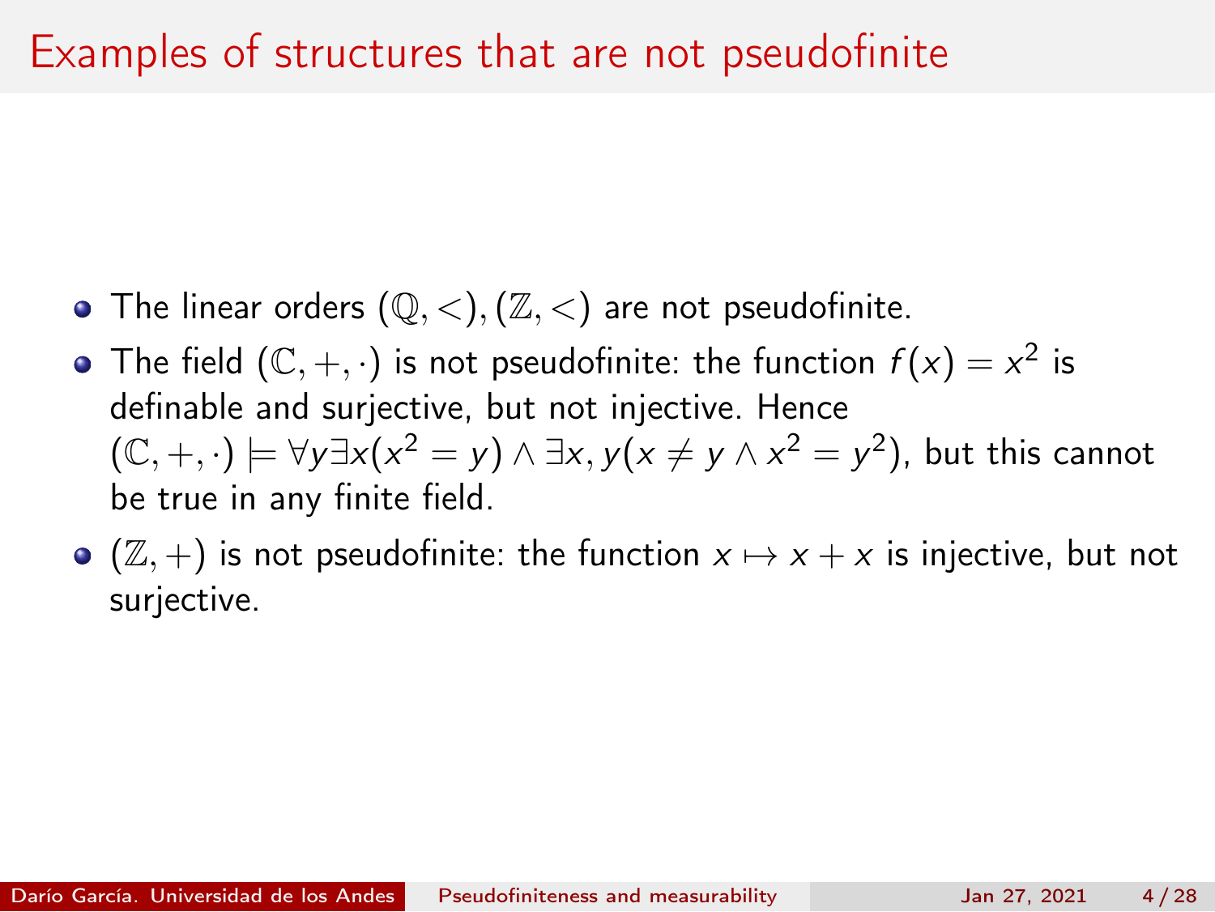# Examples of structures that are not pseudofinite

- The linear orders $(\mathbb{Q}, <), (\mathbb{Z}, <)$ are not pseudofinite.
- The field $(\mathbb{C}, +, \cdot)$ is not pseudofinite: the function $f(x) = x^2$ is definable and surjective, but not injective. Hence $(\mathbb{C}, +, \cdot) \models \forall y \exists x (x^2 = y) \wedge \exists x, y(x \neq y \wedge x^2 = y^2)$, but this cannot be true in any finite field.
- $(\mathbb{Z}, +)$ is not pseudofinite: the function $x \mapsto x + x$ is injective, but not surjective.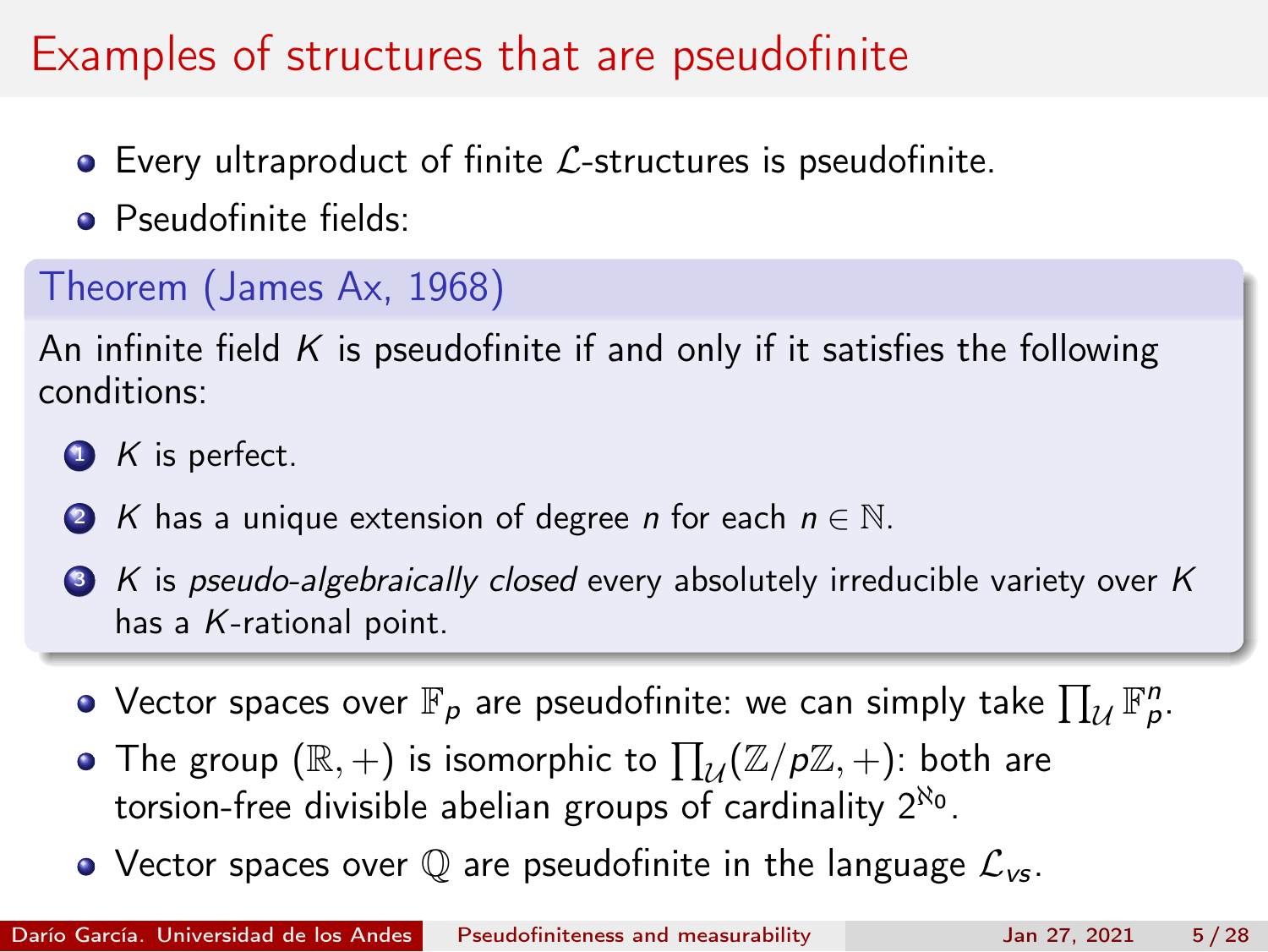# Examples of structures that are pseudofinite

- Every ultraproduct of finite $\mathcal{L}$-structures is pseudofinite.
- Pseudofinite fields:

**Theorem (James Ax, 1968)**

An infinite field $K$ is pseudofinite if and only if it satisfies the following conditions:

1. $K$ is perfect.
2. $K$ has a unique extension of degree $n$ for each $n \in \mathbb{N}$.
3. $K$ is *pseudo-algebraically closed* every absolutely irreducible variety over $K$ has a $K$-rational point.

- Vector spaces over $\mathbb{F}_p$ are pseudofinite: we can simply take $\prod_{\mathcal{U}} \mathbb{F}_p^n$.
- The group $(\mathbb{R}, +)$ is isomorphic to $\prod_{\mathcal{U}}(\mathbb{Z}/p\mathbb{Z}, +)$: both are torsion-free divisible abelian groups of cardinality $2^{\aleph_0}$.
- Vector spaces over $\mathbb{Q}$ are pseudofinite in the language $\mathcal{L}_{vs}$.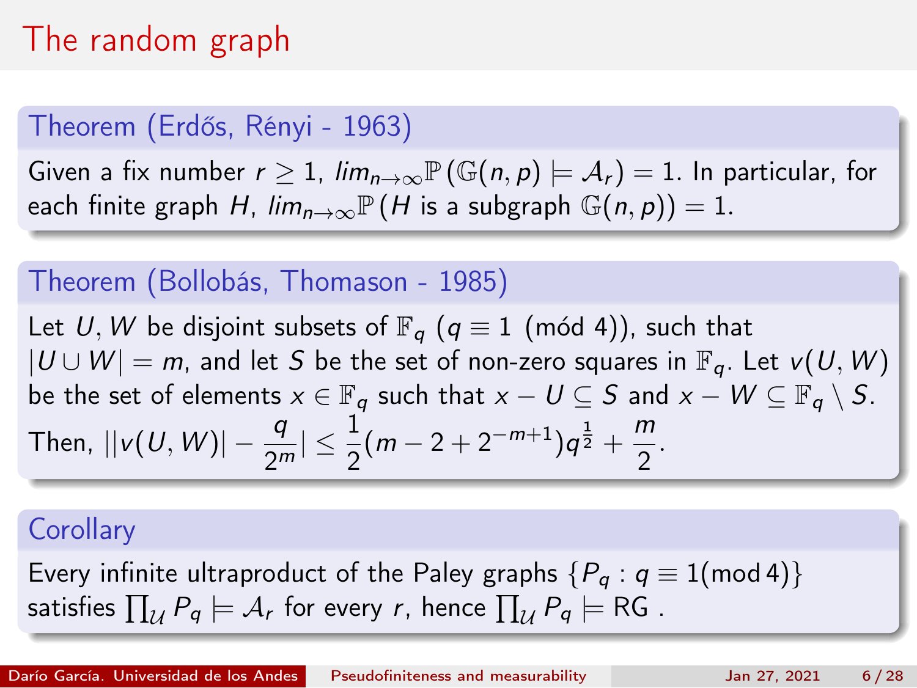# The random graph

### Theorem (Erdős, Rényi - 1963)

Given a fix number $r \geq 1$, $lim_{n\to\infty}\mathbb{P}\left(\mathbb{G}(n,p) \models \mathcal{A}_r\right) = 1$. In particular, for each finite graph $H$, $lim_{n\to\infty}\mathbb{P}\left(H \text{ is a subgraph } \mathbb{G}(n,p)\right) = 1$.

### Theorem (Bollobás, Thomason - 1985)

Let $U, W$ be disjoint subsets of $\mathbb{F}_q$ ($q \equiv 1 \pmod 4$), such that $|U \cup W| = m$, and let $S$ be the set of non-zero squares in $\mathbb{F}_q$. Let $v(U,W)$ be the set of elements $x \in \mathbb{F}_q$ such that $x - U \subseteq S$ and $x - W \subseteq \mathbb{F}_q \setminus S$. Then, $||v(U,W)| - \frac{q}{2^m}| \leq \frac{1}{2}(m - 2 + 2^{-m+1})q^{\frac{1}{2}} + \frac{m}{2}$.

### Corollary

Every infinite ultraproduct of the Paley graphs $\{P_q : q \equiv 1 (\bmod 4)\}$ satisfies $\prod_{\mathcal{U}} P_q \models \mathcal{A}_r$ for every $r$, hence $\prod_{\mathcal{U}} P_q \models \text{RG}$ .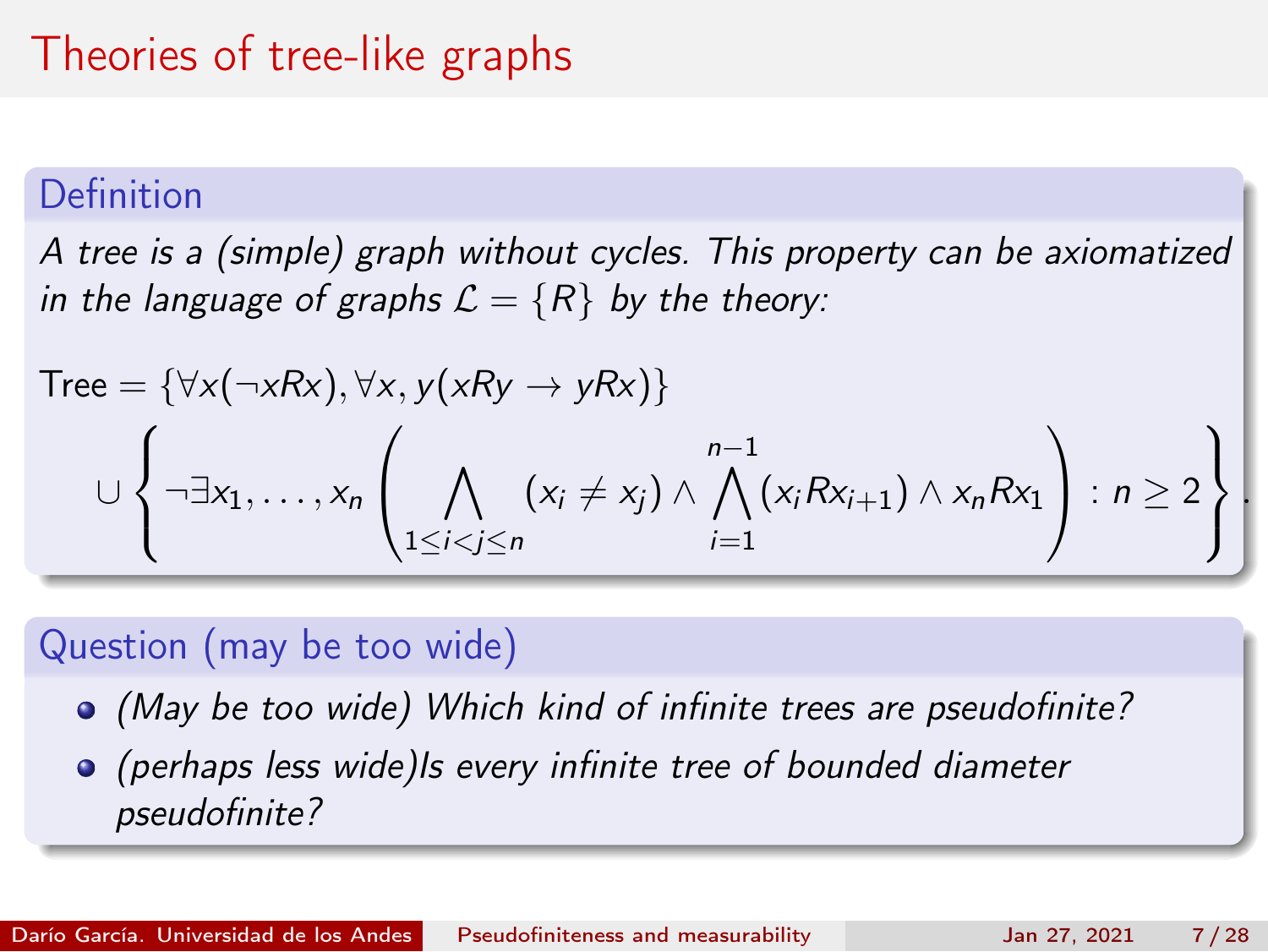# Theories of tree-like graphs

## Definition

*A tree is a (simple) graph without cycles. This property can be axiomatized in the language of graphs $\mathcal{L} = \{R\}$ by the theory:*

$$\text{Tree} = \{\forall x(\neg xRx), \forall x, y(xRy \to yRx)\}$$

$$\cup \left\{ \neg \exists x_1, \ldots, x_n \left( \bigwedge_{1 \leq i < j \leq n} (x_i \neq x_j) \wedge \bigwedge_{i=1}^{n-1} (x_i R x_{i+1}) \wedge x_n R x_1 \right) : n \geq 2 \right\}.$$

## Question (may be too wide)

- *(May be too wide) Which kind of infinite trees are pseudofinite?*
- *(perhaps less wide)Is every infinite tree of bounded diameter pseudofinite?*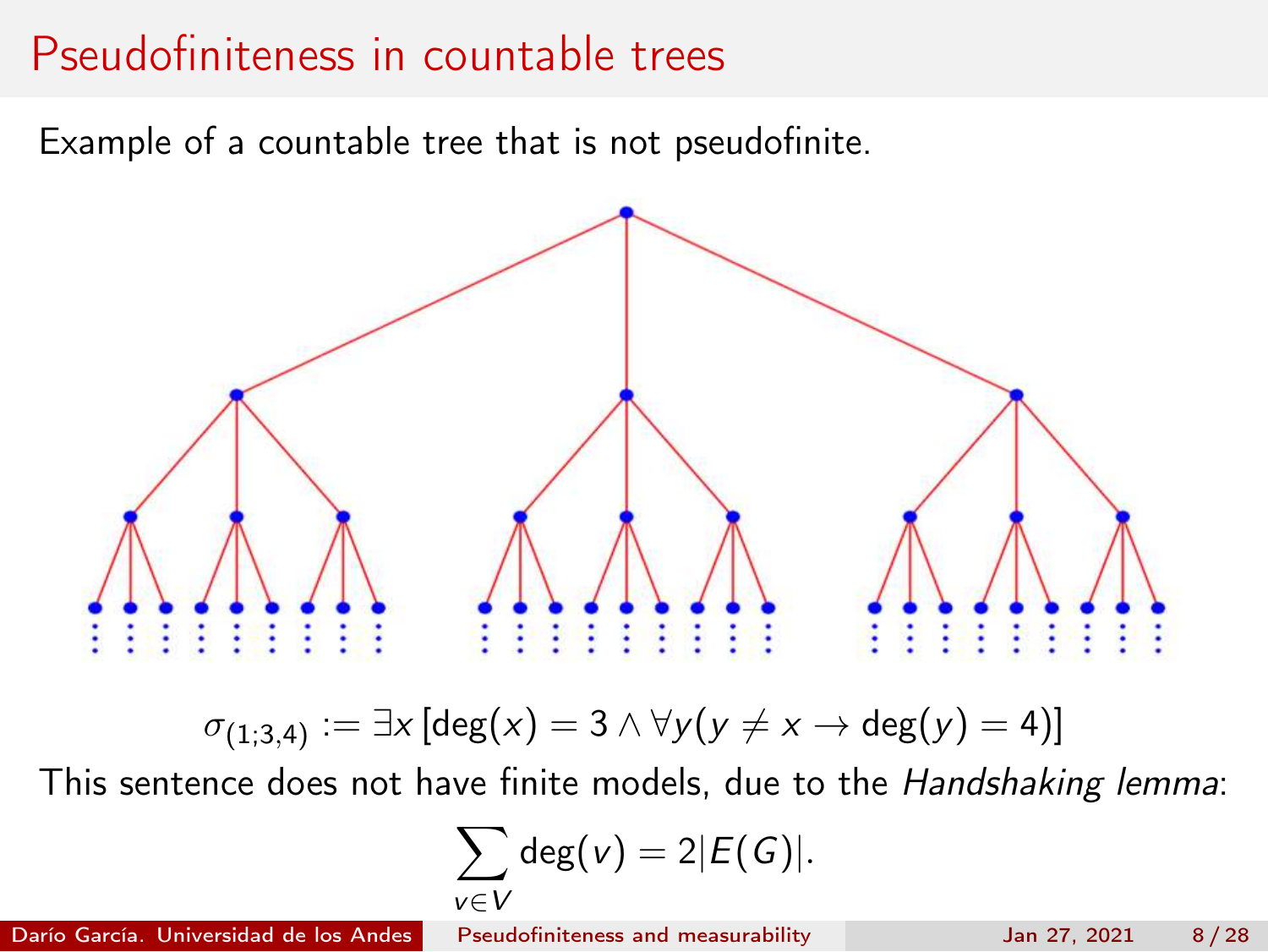# Pseudofiniteness in countable trees

Example of a countable tree that is not pseudofinite.

$$\sigma_{(1;3,4)} := \exists x \left[\deg(x) = 3 \wedge \forall y (y \neq x \rightarrow \deg(y) = 4)\right]$$

This sentence does not have finite models, due to the *Handshaking lemma*:

$$\sum_{v \in V} \deg(v) = 2|E(G)|.$$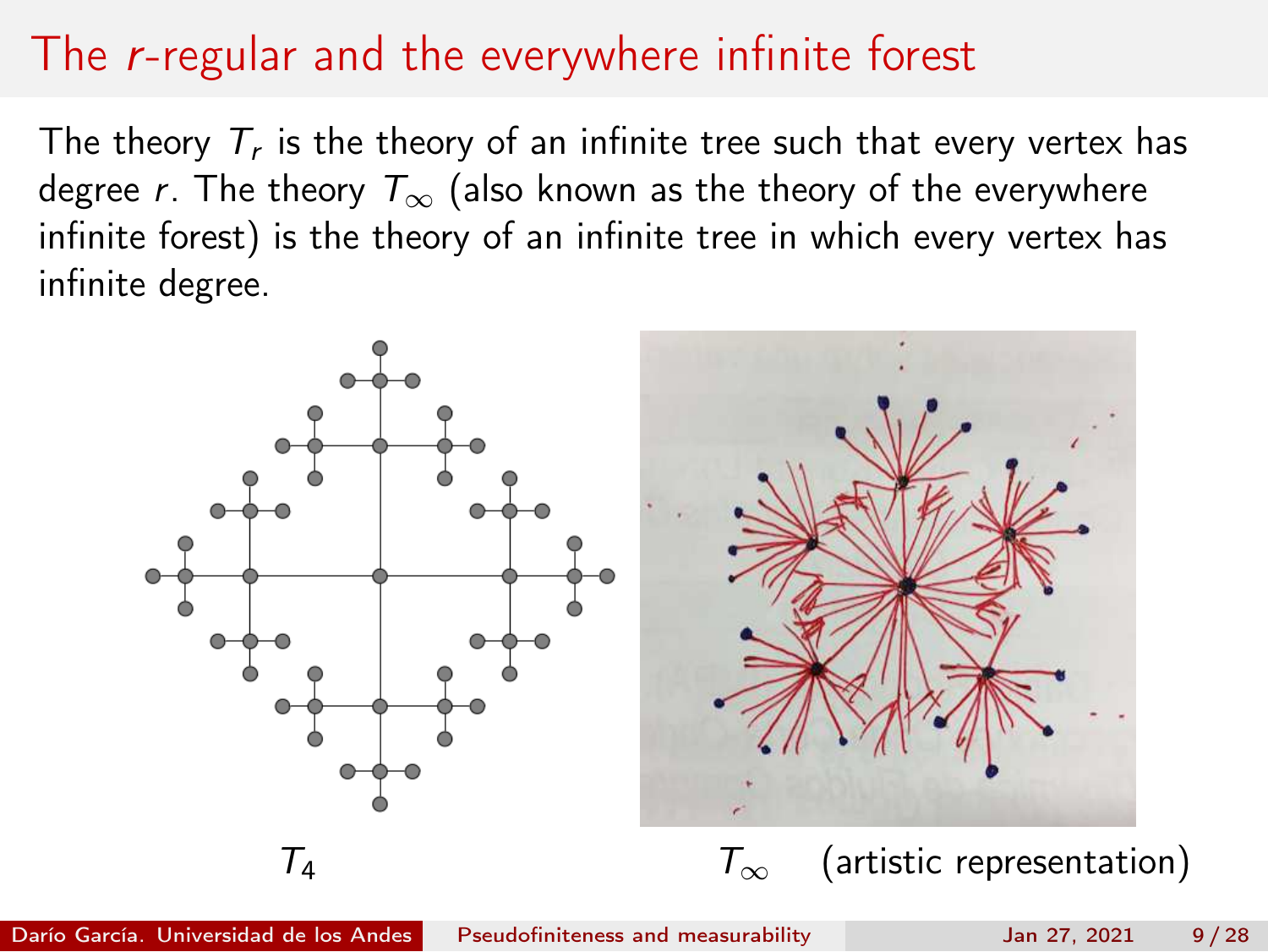# The $r$-regular and the everywhere infinite forest

The theory $T_r$ is the theory of an infinite tree such that every vertex has degree $r$. The theory $T_\infty$ (also known as the theory of the everywhere infinite forest) is the theory of an infinite tree in which every vertex has infinite degree.

$T_4$

$T_\infty$ (artistic representation)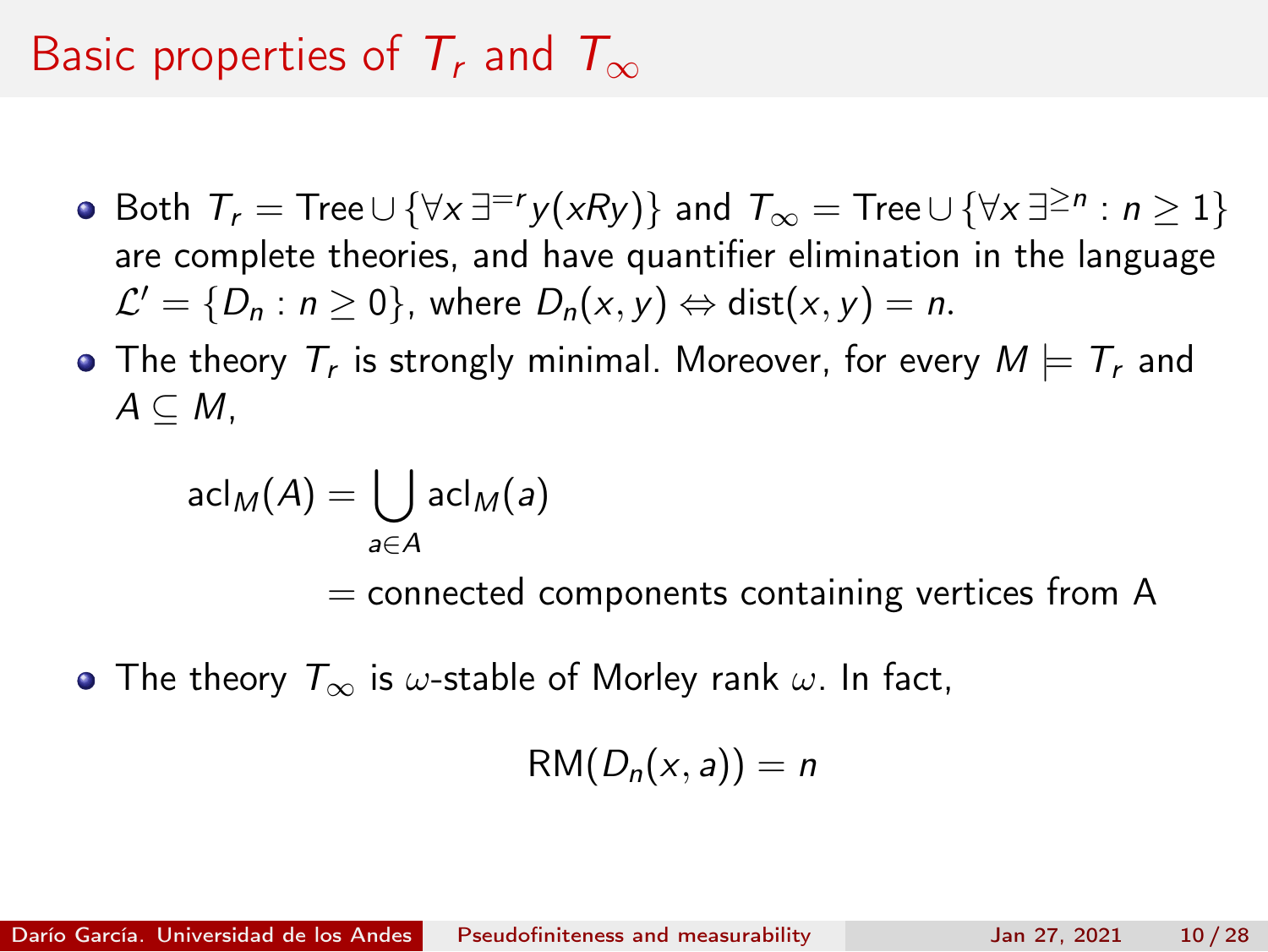# Basic properties of $T_r$ and $T_\infty$

- Both $T_r = \text{Tree} \cup \{\forall x\, \exists^{=r} y(xRy)\}$ and $T_\infty = \text{Tree} \cup \{\forall x\, \exists^{\geq n} : n \geq 1\}$ are complete theories, and have quantifier elimination in the language $\mathcal{L}' = \{D_n : n \geq 0\}$, where $D_n(x,y) \Leftrightarrow \text{dist}(x,y) = n$.
- The theory $T_r$ is strongly minimal. Moreover, for every $M \models T_r$ and $A \subseteq M$,

$$\begin{aligned}\text{acl}_M(A) &= \bigcup_{a \in A} \text{acl}_M(a) \\ &= \text{connected components containing vertices from A}\end{aligned}$$

- The theory $T_\infty$ is $\omega$-stable of Morley rank $\omega$. In fact,

$$\text{RM}(D_n(x,a)) = n$$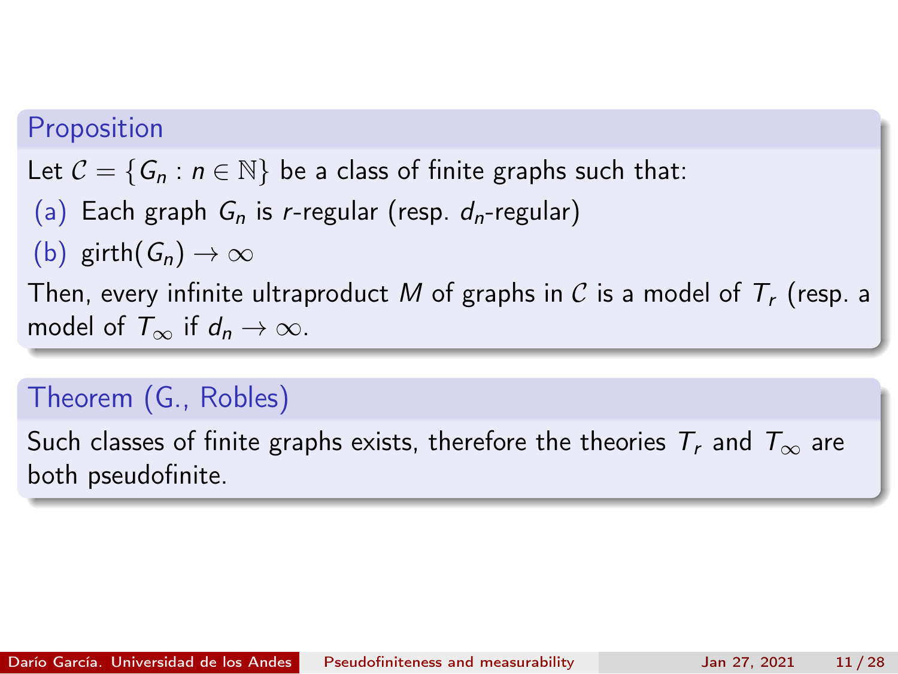**Proposition**

Let $\mathcal{C} = \{G_n : n \in \mathbb{N}\}$ be a class of finite graphs such that:

(a) Each graph $G_n$ is $r$-regular (resp. $d_n$-regular)

(b) $\text{girth}(G_n) \to \infty$

Then, every infinite ultraproduct $M$ of graphs in $\mathcal{C}$ is a model of $T_r$ (resp. a model of $T_\infty$ if $d_n \to \infty$.

**Theorem (G., Robles)**

Such classes of finite graphs exists, therefore the theories $T_r$ and $T_\infty$ are both pseudofinite.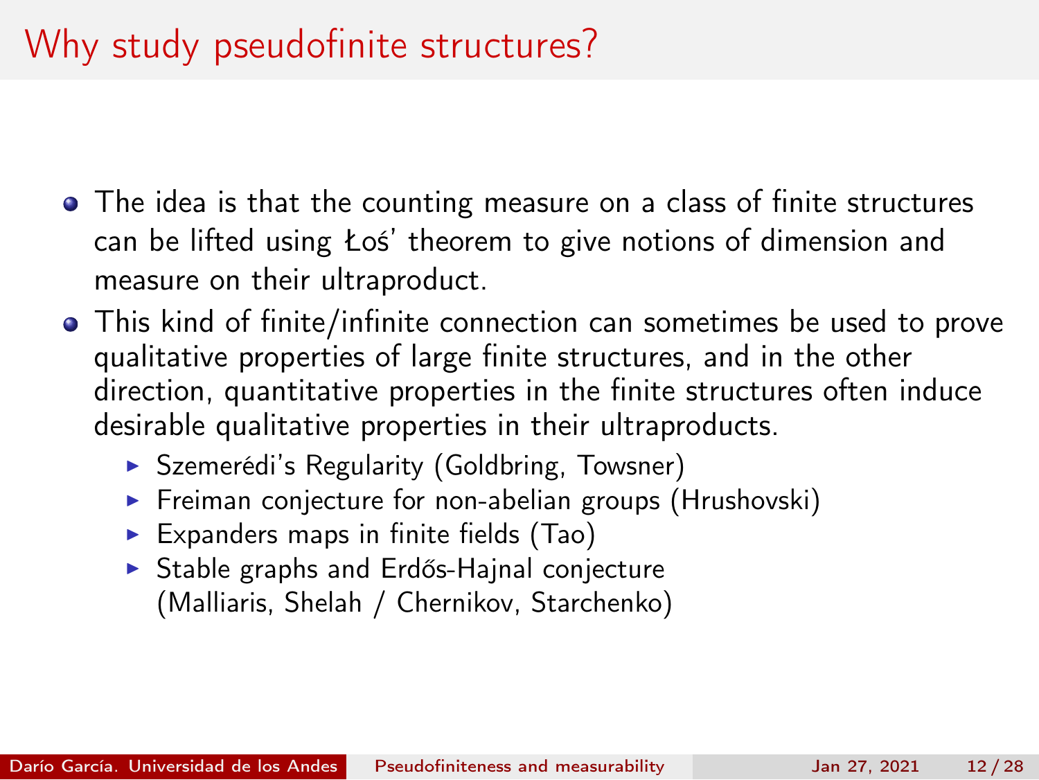# Why study pseudofinite structures?

- The idea is that the counting measure on a class of finite structures can be lifted using Łoś' theorem to give notions of dimension and measure on their ultraproduct.
- This kind of finite/infinite connection can sometimes be used to prove qualitative properties of large finite structures, and in the other direction, quantitative properties in the finite structures often induce desirable qualitative properties in their ultraproducts.
  - Szemerédi's Regularity (Goldbring, Towsner)
  - Freiman conjecture for non-abelian groups (Hrushovski)
  - Expanders maps in finite fields (Tao)
  - Stable graphs and Erdős-Hajnal conjecture (Malliaris, Shelah / Chernikov, Starchenko)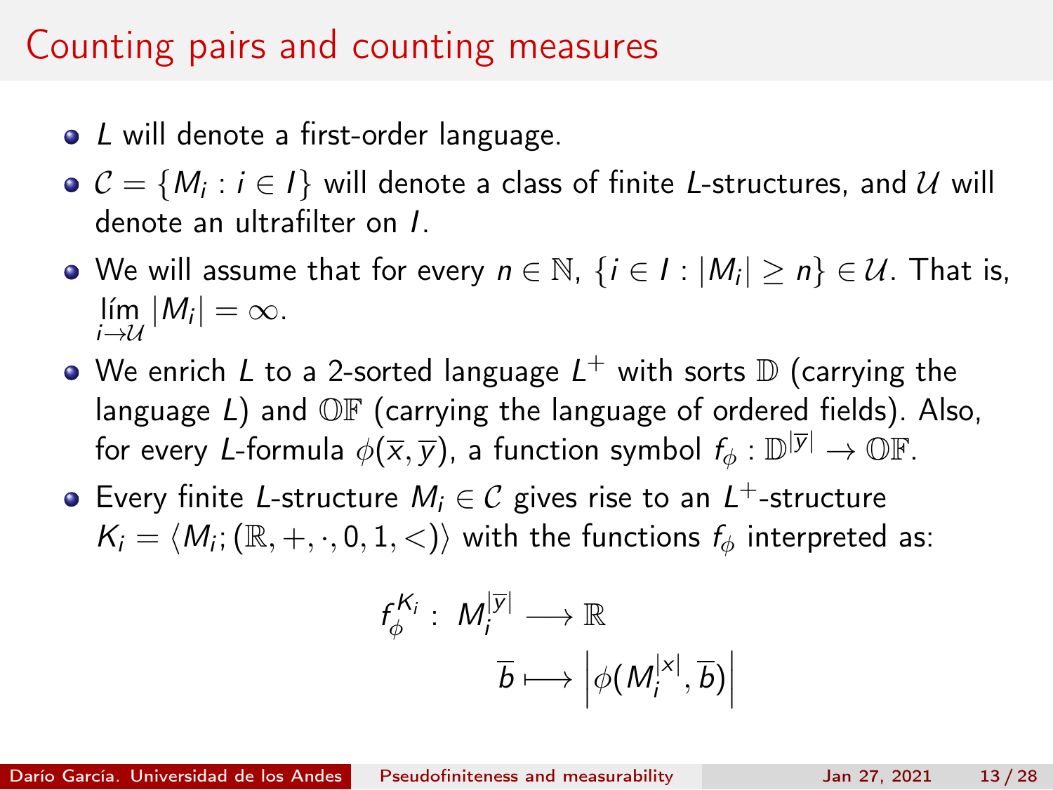# Counting pairs and counting measures

- $L$ will denote a first-order language.
- $\mathcal{C} = \{M_i : i \in I\}$ will denote a class of finite $L$-structures, and $\mathcal{U}$ will denote an ultrafilter on $I$.
- We will assume that for every $n \in \mathbb{N}$, $\{i \in I : |M_i| \geq n\} \in \mathcal{U}$. That is, $\lim\limits_{i \to \mathcal{U}} |M_i| = \infty$.
- We enrich $L$ to a 2-sorted language $L^+$ with sorts $\mathbb{D}$ (carrying the language $L$) and $\mathbb{OF}$ (carrying the language of ordered fields). Also, for every $L$-formula $\phi(\overline{x}, \overline{y})$, a function symbol $f_\phi : \mathbb{D}^{|\overline{y}|} \to \mathbb{OF}$.
- Every finite $L$-structure $M_i \in \mathcal{C}$ gives rise to an $L^+$-structure $K_i = \langle M_i; (\mathbb{R}, +, \cdot, 0, 1, <) \rangle$ with the functions $f_\phi$ interpreted as:

$$
\begin{aligned}
f_\phi^{K_i} :\ M_i^{|\overline{y}|} &\longrightarrow \mathbb{R} \\
\overline{b} &\longmapsto \left| \phi(M_i^{|x|}, \overline{b}) \right|
\end{aligned}
$$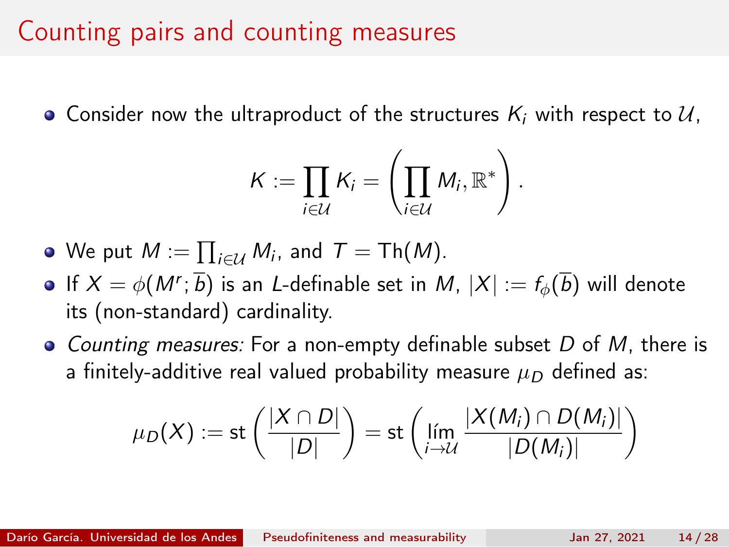# Counting pairs and counting measures

- Consider now the ultraproduct of the structures $K_i$ with respect to $\mathcal{U}$,

$$K := \prod_{i \in \mathcal{U}} K_i = \left( \prod_{i \in \mathcal{U}} M_i, \mathbb{R}^* \right).$$

- We put $M := \prod_{i \in \mathcal{U}} M_i$, and $T = \mathrm{Th}(M)$.
- If $X = \phi(M^r; \overline{b})$ is an $L$-definable set in $M$, $|X| := f_\phi(\overline{b})$ will denote its (non-standard) cardinality.
- *Counting measures:* For a non-empty definable subset $D$ of $M$, there is a finitely-additive real valued probability measure $\mu_D$ defined as:

$$\mu_D(X) := \mathrm{st}\left( \frac{|X \cap D|}{|D|} \right) = \mathrm{st}\left( \lim_{i \to \mathcal{U}} \frac{|X(M_i) \cap D(M_i)|}{|D(M_i)|} \right)$$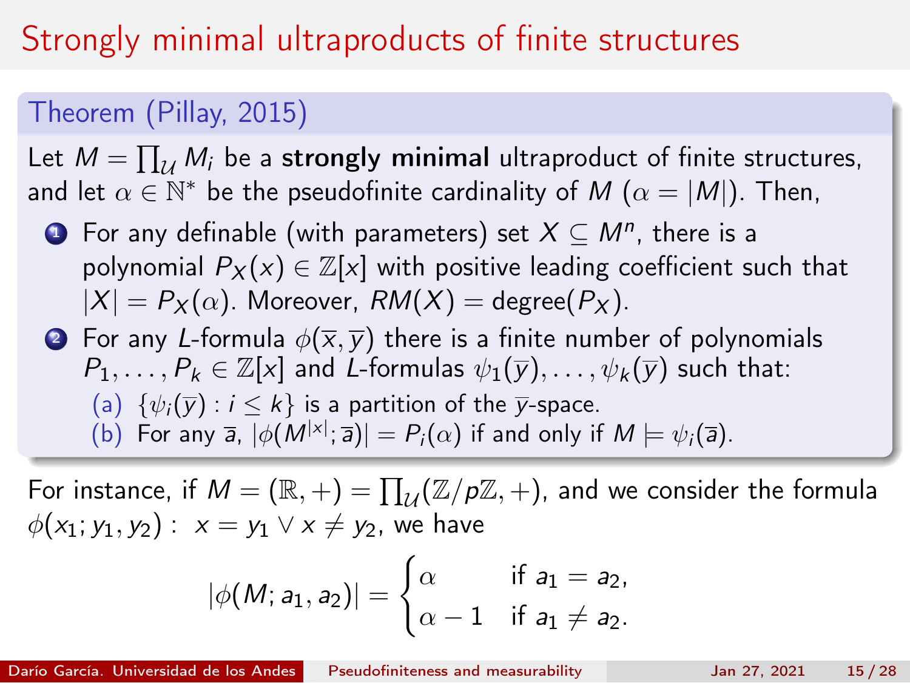# Strongly minimal ultraproducts of finite structures

**Theorem (Pillay, 2015)**

Let $M = \prod_{\mathcal{U}} M_i$ be a **strongly minimal** ultraproduct of finite structures, and let $\alpha \in \mathbb{N}^*$ be the pseudofinite cardinality of $M$ ($\alpha = |M|$). Then,

1. For any definable (with parameters) set $X \subseteq M^n$, there is a polynomial $P_X(x) \in \mathbb{Z}[x]$ with positive leading coefficient such that $|X| = P_X(\alpha)$. Moreover, $RM(X) = \text{degree}(P_X)$.
2. For any $L$-formula $\phi(\overline{x}, \overline{y})$ there is a finite number of polynomials $P_1, \ldots, P_k \in \mathbb{Z}[x]$ and $L$-formulas $\psi_1(\overline{y}), \ldots, \psi_k(\overline{y})$ such that:
   - (a) $\{\psi_i(\overline{y}) : i \leq k\}$ is a partition of the $\overline{y}$-space.
   - (b) For any $\overline{a}$, $|\phi(M^{|x|}; \overline{a})| = P_i(\alpha)$ if and only if $M \models \psi_i(\overline{a})$.

For instance, if $M = (\mathbb{R}, +) = \prod_{\mathcal{U}}(\mathbb{Z}/p\mathbb{Z}, +)$, and we consider the formula $\phi(x_1; y_1, y_2) : \; x = y_1 \vee x \neq y_2$, we have

$$|\phi(M; a_1, a_2)| = \begin{cases} \alpha & \text{if } a_1 = a_2, \\ \alpha - 1 & \text{if } a_1 \neq a_2. \end{cases}$$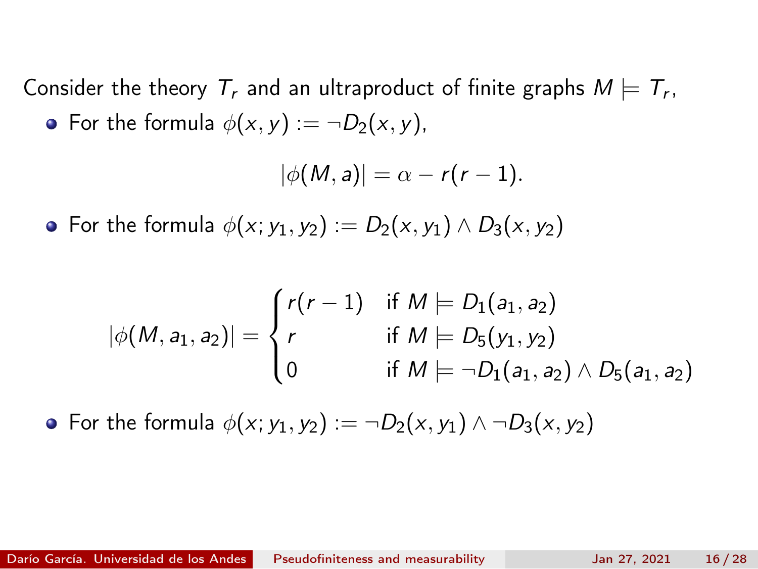Consider the theory $T_r$ and an ultraproduct of finite graphs $M \models T_r$,

- For the formula $\phi(x, y) := \neg D_2(x, y)$,

$$|\phi(M, a)| = \alpha - r(r-1).$$

- For the formula $\phi(x; y_1, y_2) := D_2(x, y_1) \wedge D_3(x, y_2)$

$$|\phi(M, a_1, a_2)| = \begin{cases} r(r-1) & \text{if } M \models D_1(a_1, a_2) \\ r & \text{if } M \models D_5(y_1, y_2) \\ 0 & \text{if } M \models \neg D_1(a_1, a_2) \wedge D_5(a_1, a_2) \end{cases}$$

- For the formula $\phi(x; y_1, y_2) := \neg D_2(x, y_1) \wedge \neg D_3(x, y_2)$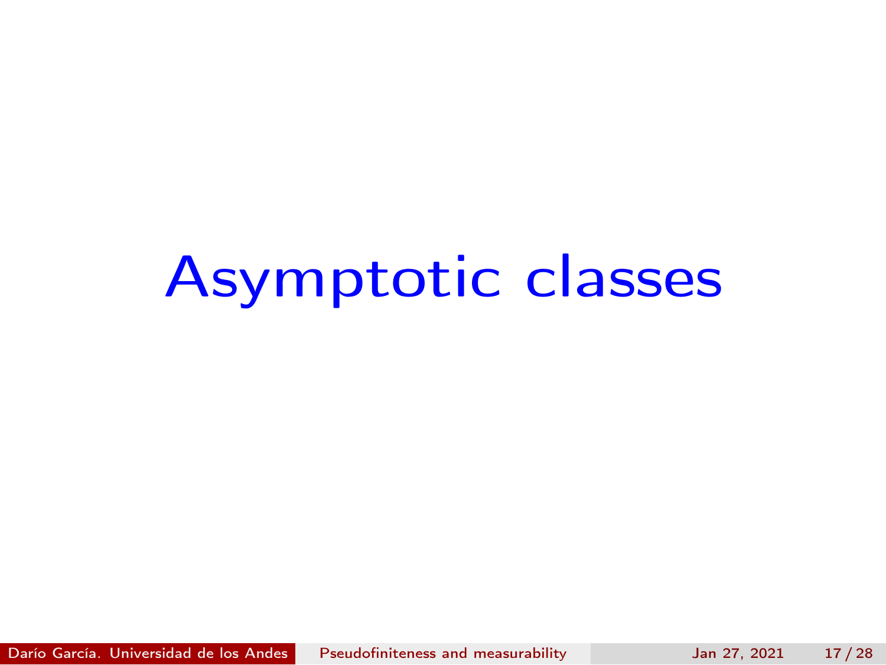# Asymptotic classes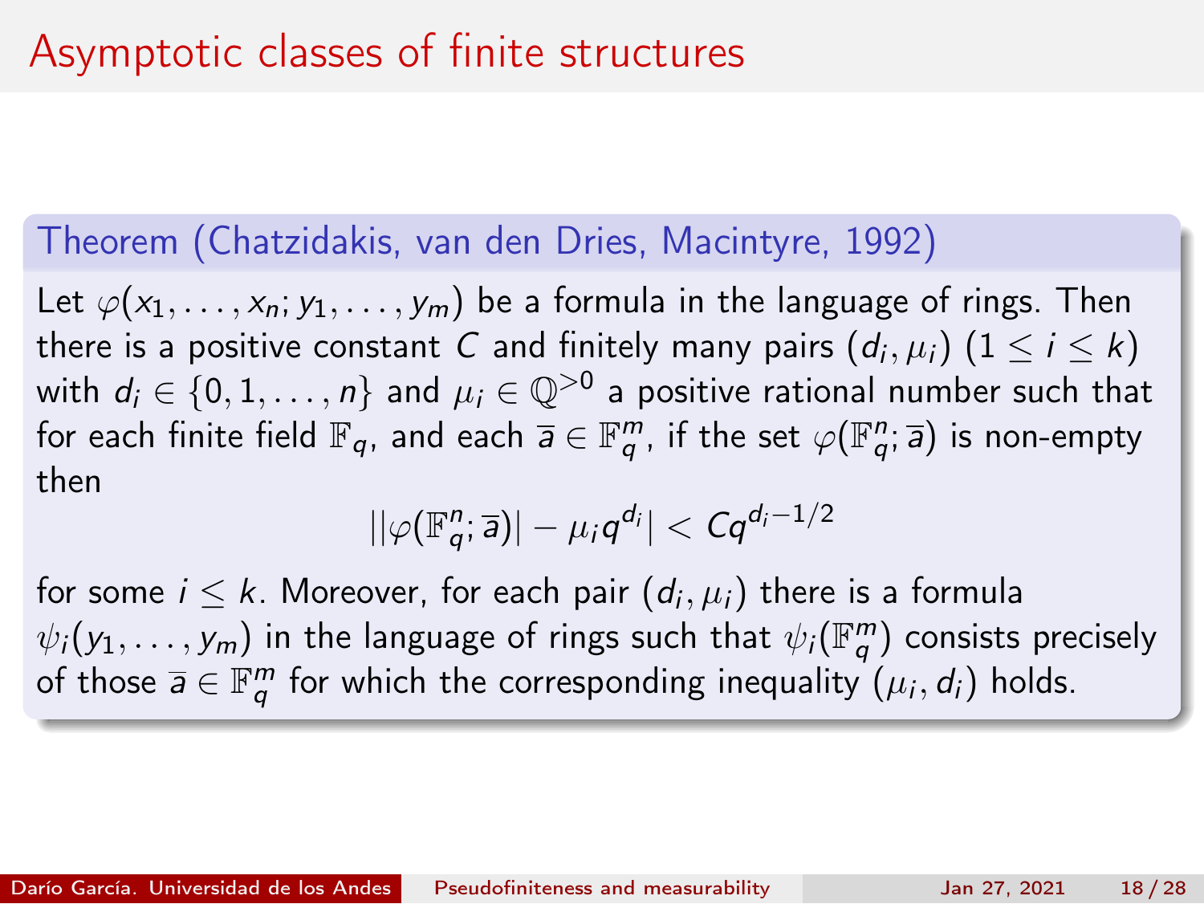# Asymptotic classes of finite structures

**Theorem (Chatzidakis, van den Dries, Macintyre, 1992)**

Let $\varphi(x_1, \ldots, x_n; y_1, \ldots, y_m)$ be a formula in the language of rings. Then there is a positive constant $C$ and finitely many pairs $(d_i, \mu_i)$ $(1 \leq i \leq k)$ with $d_i \in \{0, 1, \ldots, n\}$ and $\mu_i \in \mathbb{Q}^{>0}$ a positive rational number such that for each finite field $\mathbb{F}_q$, and each $\overline{a} \in \mathbb{F}_q^m$, if the set $\varphi(\mathbb{F}_q^n; \overline{a})$ is non-empty then

$$||\varphi(\mathbb{F}_q^n; \overline{a})| - \mu_i q^{d_i}| < C q^{d_i - 1/2}$$

for some $i \leq k$. Moreover, for each pair $(d_i, \mu_i)$ there is a formula $\psi_i(y_1, \ldots, y_m)$ in the language of rings such that $\psi_i(\mathbb{F}_q^m)$ consists precisely of those $\overline{a} \in \mathbb{F}_q^m$ for which the corresponding inequality $(\mu_i, d_i)$ holds.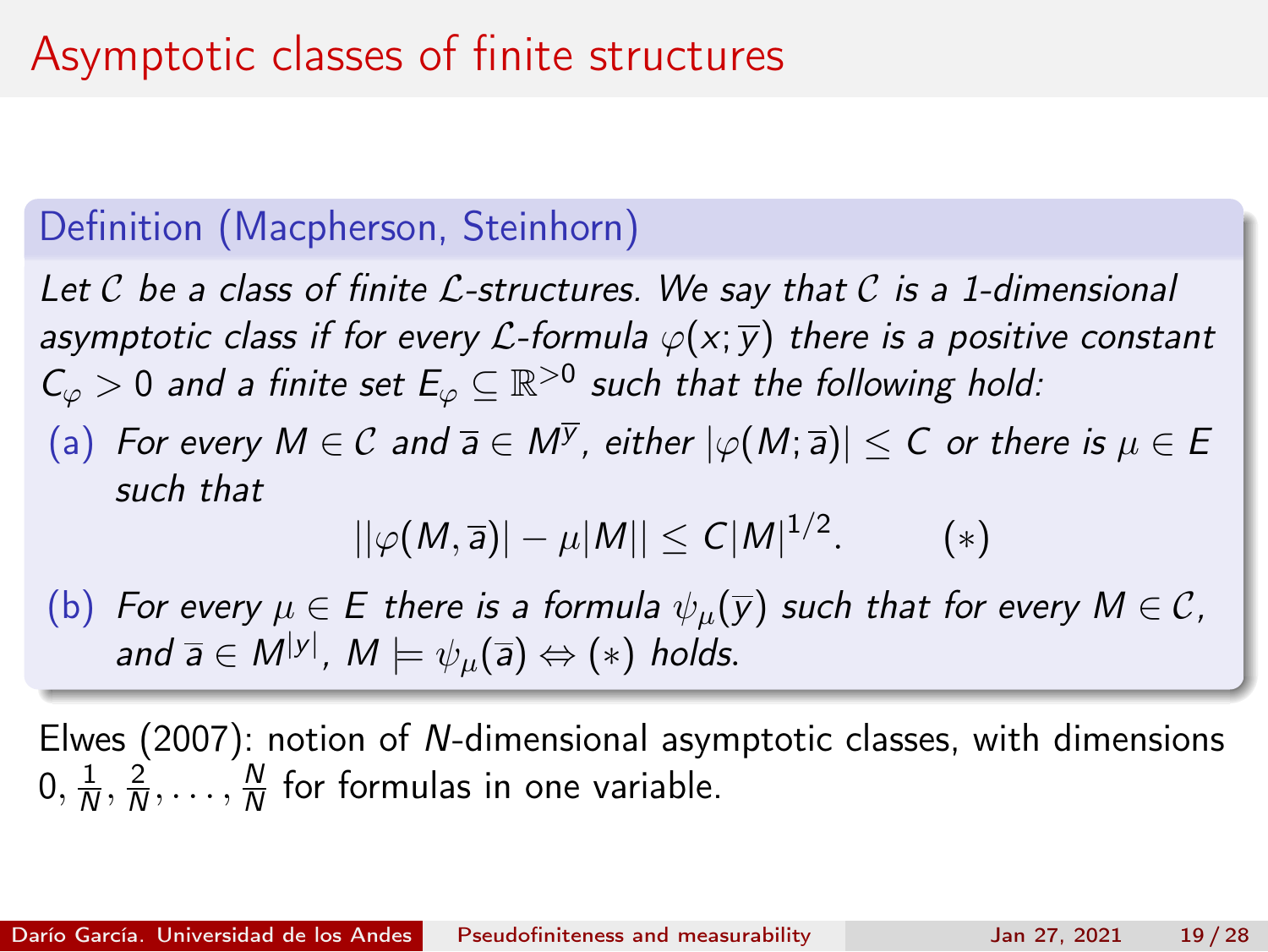# Asymptotic classes of finite structures

**Definition (Macpherson, Steinhorn)**

*Let $\mathcal{C}$ be a class of finite $\mathcal{L}$-structures. We say that $\mathcal{C}$ is a 1-dimensional asymptotic class if for every $\mathcal{L}$-formula $\varphi(x;\overline{y})$ there is a positive constant $C_\varphi > 0$ and a finite set $E_\varphi \subseteq \mathbb{R}^{>0}$ such that the following hold:*

(a) *For every $M \in \mathcal{C}$ and $\overline{a} \in M^{\overline{y}}$, either $|\varphi(M;\overline{a})| \leq C$ or there is $\mu \in E$ such that*

$$||\varphi(M,\overline{a})| - \mu|M|| \leq C|M|^{1/2}. \qquad (*)$$

(b) *For every $\mu \in E$ there is a formula $\psi_\mu(\overline{y})$ such that for every $M \in \mathcal{C}$, and $\overline{a} \in M^{|y|}$, $M \models \psi_\mu(\overline{a}) \Leftrightarrow (*)$ holds.*

Elwes (2007): notion of $N$-dimensional asymptotic classes, with dimensions $0, \frac{1}{N}, \frac{2}{N}, \ldots, \frac{N}{N}$ for formulas in one variable.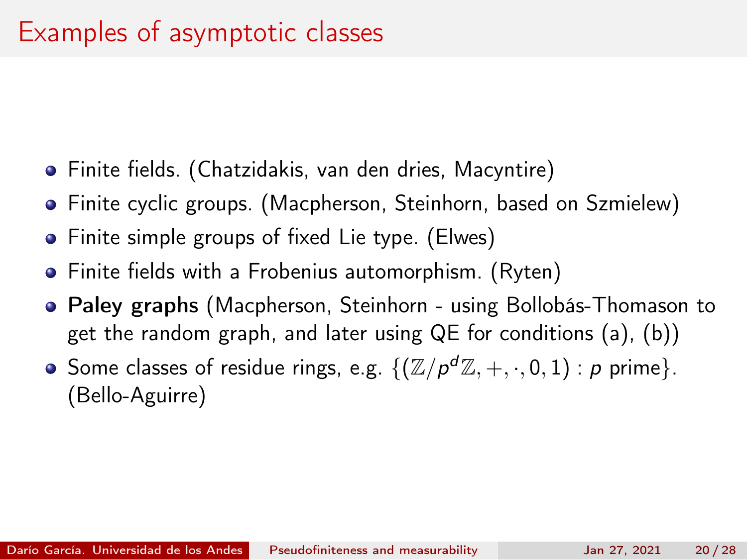# Examples of asymptotic classes

- Finite fields. (Chatzidakis, van den dries, Macyntire)
- Finite cyclic groups. (Macpherson, Steinhorn, based on Szmielew)
- Finite simple groups of fixed Lie type. (Elwes)
- Finite fields with a Frobenius automorphism. (Ryten)
- **Paley graphs** (Macpherson, Steinhorn - using Bollobás-Thomason to get the random graph, and later using QE for conditions (a), (b))
- Some classes of residue rings, e.g. $\{(\mathbb{Z}/p^d\mathbb{Z}, +, \cdot, 0, 1) : p \text{ prime}\}$. (Bello-Aguirre)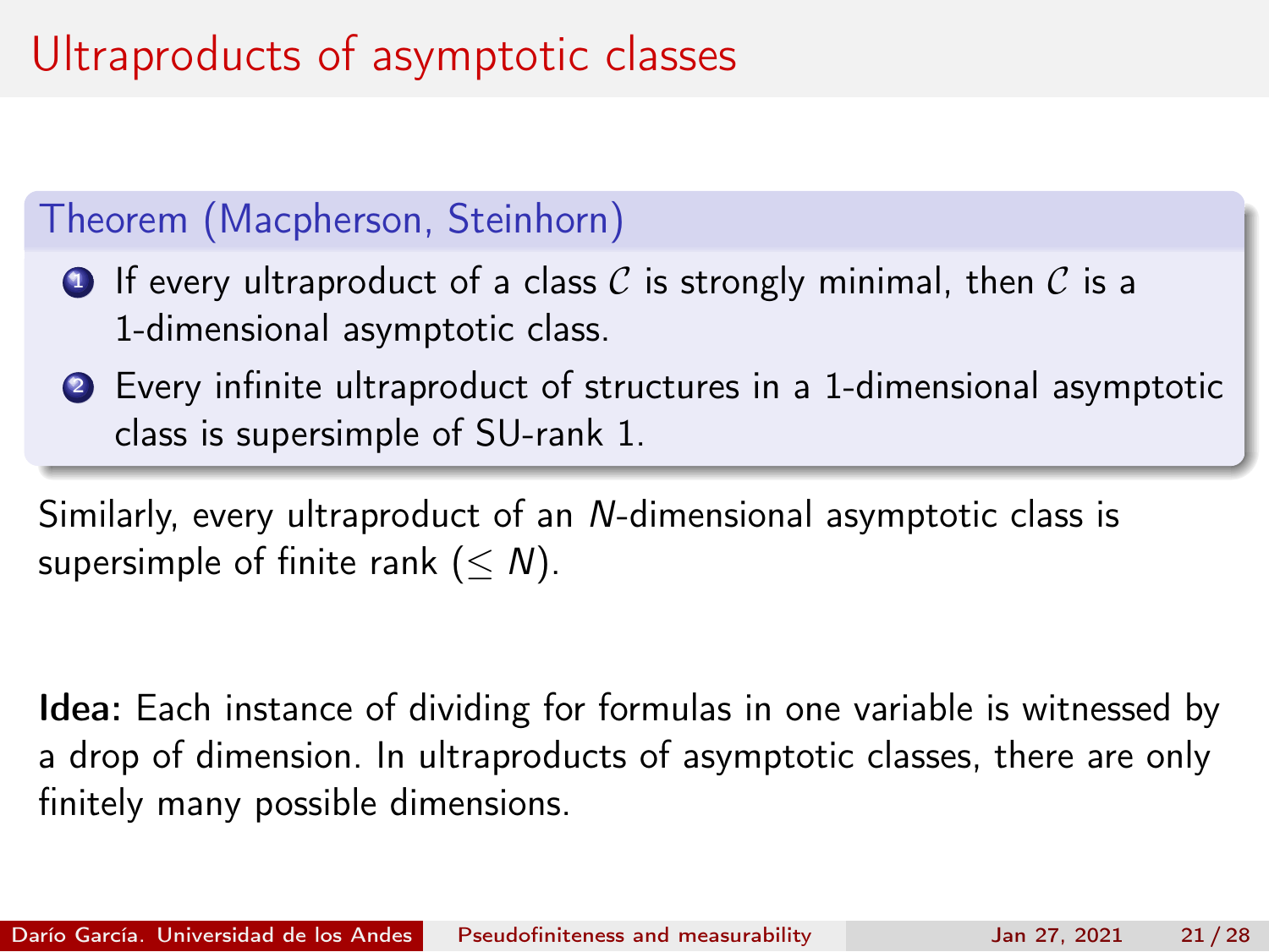# Ultraproducts of asymptotic classes

**Theorem (Macpherson, Steinhorn)**

1. If every ultraproduct of a class $\mathcal{C}$ is strongly minimal, then $\mathcal{C}$ is a 1-dimensional asymptotic class.
2. Every infinite ultraproduct of structures in a 1-dimensional asymptotic class is supersimple of SU-rank 1.

Similarly, every ultraproduct of an $N$-dimensional asymptotic class is supersimple of finite rank ($\leq N$).

**Idea:** Each instance of dividing for formulas in one variable is witnessed by a drop of dimension. In ultraproducts of asymptotic classes, there are only finitely many possible dimensions.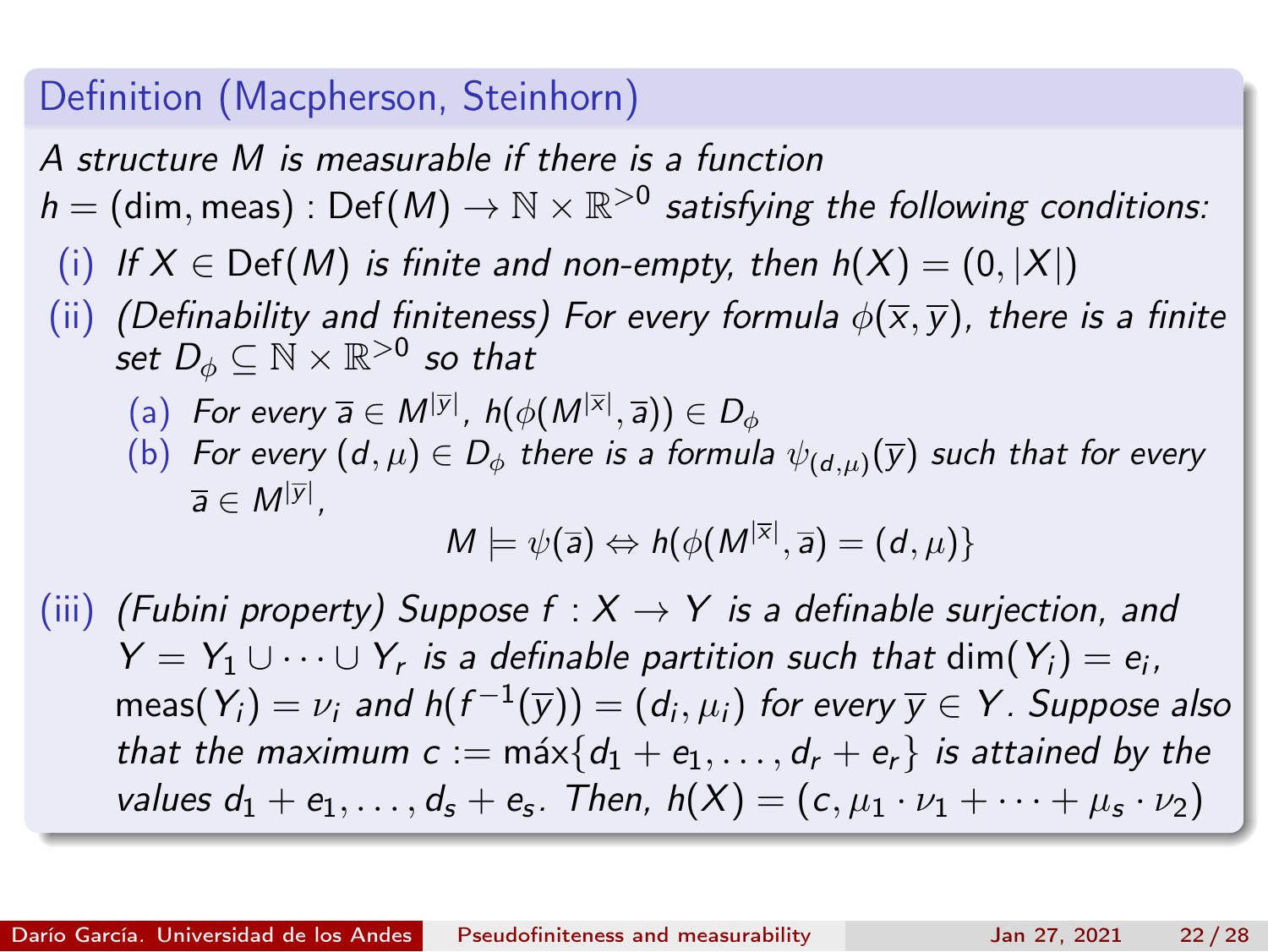## Definition (Macpherson, Steinhorn)

*A structure $M$ is measurable if there is a function $h = (\dim, \text{meas}) : \text{Def}(M) \to \mathbb{N} \times \mathbb{R}^{>0}$ satisfying the following conditions:*

(i) *If $X \in \text{Def}(M)$ is finite and non-empty, then $h(X) = (0, |X|)$*

(ii) *(Definability and finiteness) For every formula $\phi(\overline{x}, \overline{y})$, there is a finite set $D_\phi \subseteq \mathbb{N} \times \mathbb{R}^{>0}$ so that*

   (a) *For every $\overline{a} \in M^{|\overline{y}|}$, $h(\phi(M^{|\overline{x}|}, \overline{a})) \in D_\phi$*

   (b) *For every $(d, \mu) \in D_\phi$ there is a formula $\psi_{(d,\mu)}(\overline{y})$ such that for every $\overline{a} \in M^{|\overline{y}|}$,*

$$M \models \psi(\overline{a}) \Leftrightarrow h(\phi(M^{|\overline{x}|}, \overline{a}) = (d, \mu)\}$$

(iii) *(Fubini property) Suppose $f : X \to Y$ is a definable surjection, and $Y = Y_1 \cup \dots \cup Y_r$ is a definable partition such that $\dim(Y_i) = e_i$, $\text{meas}(Y_i) = \nu_i$ and $h(f^{-1}(\overline{y})) = (d_i, \mu_i)$ for every $\overline{y} \in Y$. Suppose also that the maximum $c := \text{máx}\{d_1 + e_1, \dots, d_r + e_r\}$ is attained by the values $d_1 + e_1, \dots, d_s + e_s$. Then, $h(X) = (c, \mu_1 \cdot \nu_1 + \dots + \mu_s \cdot \nu_2)$*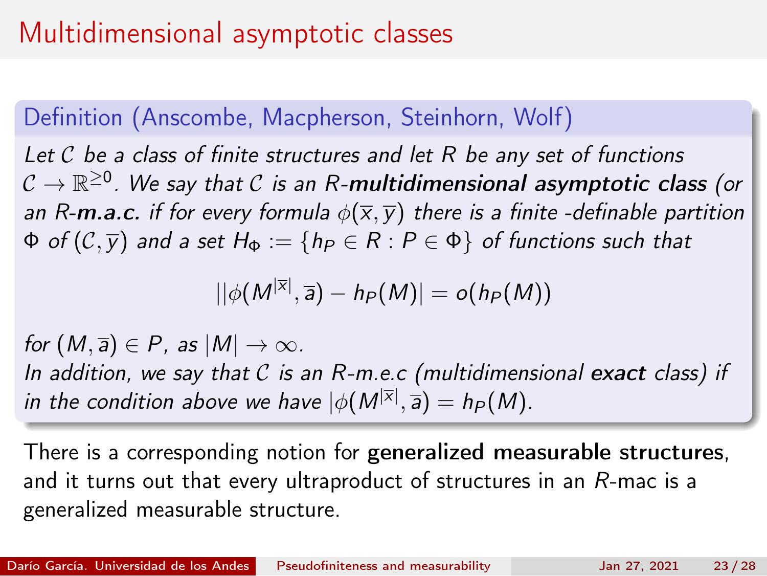# Multidimensional asymptotic classes

**Definition (Anscombe, Macpherson, Steinhorn, Wolf)**

*Let $\mathcal{C}$ be a class of finite structures and let $R$ be any set of functions $\mathcal{C} \to \mathbb{R}^{\geq 0}$. We say that $\mathcal{C}$ is an $R$-**multidimensional asymptotic class** (or an $R$-**m.a.c.** if for every formula $\phi(\overline{x}, \overline{y})$ there is a finite -definable partition $\Phi$ of $(\mathcal{C}, \overline{y})$ and a set $H_\Phi := \{h_P \in R : P \in \Phi\}$ of functions such that*

$$||\phi(M^{|\overline{x}|}, \overline{a}) - h_P(M)| = o(h_P(M))$$

*for $(M, \overline{a}) \in P$, as $|M| \to \infty$.*
*In addition, we say that $\mathcal{C}$ is an $R$-m.e.c (multidimensional **exact** class) if in the condition above we have $|\phi(M^{|\overline{x}|}, \overline{a}) = h_P(M)$.*

There is a corresponding notion for **generalized measurable structures**, and it turns out that every ultraproduct of structures in an $R$-mac is a generalized measurable structure.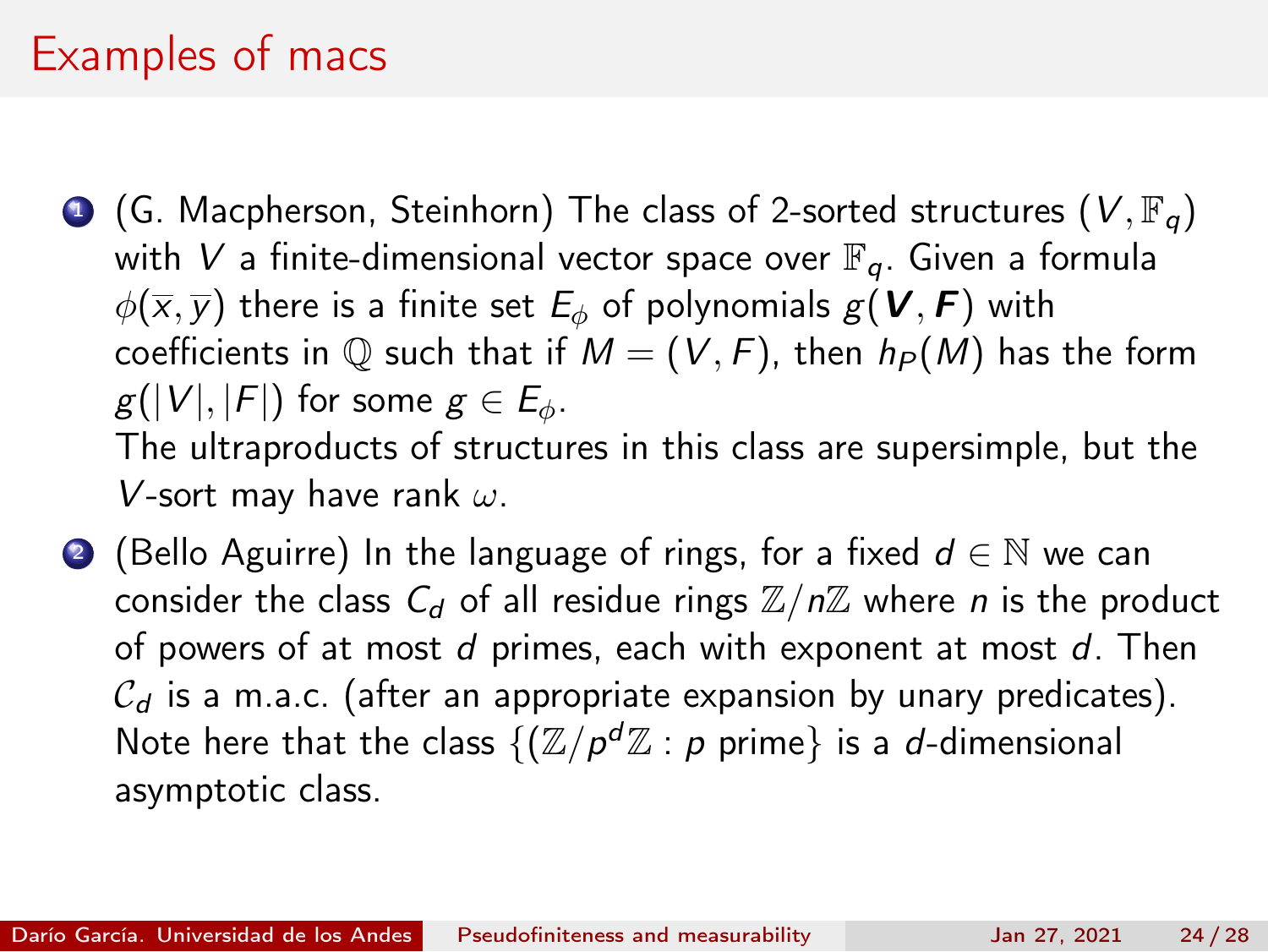# Examples of macs

1. (G. Macpherson, Steinhorn) The class of 2-sorted structures $(V, \mathbb{F}_q)$ with $V$ a finite-dimensional vector space over $\mathbb{F}_q$. Given a formula $\phi(\overline{x}, \overline{y})$ there is a finite set $E_\phi$ of polynomials $g(\boldsymbol{V}, \boldsymbol{F})$ with coefficients in $\mathbb{Q}$ such that if $M = (V, F)$, then $h_P(M)$ has the form $g(|V|, |F|)$ for some $g \in E_\phi$.
   The ultraproducts of structures in this class are supersimple, but the $V$-sort may have rank $\omega$.
2. (Bello Aguirre) In the language of rings, for a fixed $d \in \mathbb{N}$ we can consider the class $C_d$ of all residue rings $\mathbb{Z}/n\mathbb{Z}$ where $n$ is the product of powers of at most $d$ primes, each with exponent at most $d$. Then $\mathcal{C}_d$ is a m.a.c. (after an appropriate expansion by unary predicates). Note here that the class $\{(\mathbb{Z}/p^d\mathbb{Z} : p \text{ prime}\}$ is a $d$-dimensional asymptotic class.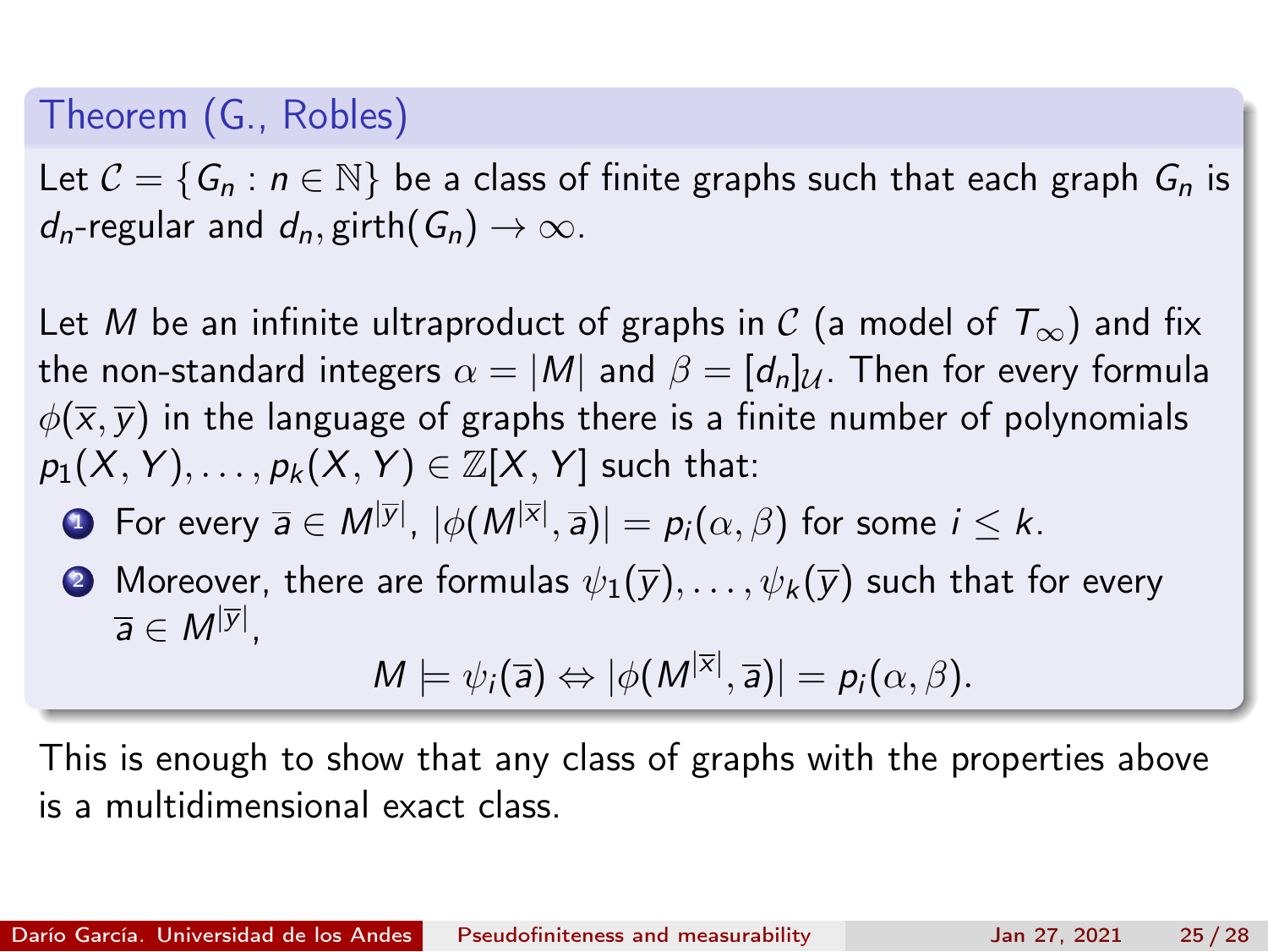**Theorem (G., Robles)**

Let $\mathcal{C} = \{G_n : n \in \mathbb{N}\}$ be a class of finite graphs such that each graph $G_n$ is $d_n$-regular and $d_n, \mathrm{girth}(G_n) \to \infty$.

Let $M$ be an infinite ultraproduct of graphs in $\mathcal{C}$ (a model of $T_\infty$) and fix the non-standard integers $\alpha = |M|$ and $\beta = [d_n]_{\mathcal{U}}$. Then for every formula $\phi(\overline{x}, \overline{y})$ in the language of graphs there is a finite number of polynomials $p_1(X, Y), \ldots, p_k(X, Y) \in \mathbb{Z}[X, Y]$ such that:

1. For every $\overline{a} \in M^{|\overline{y}|}$, $|\phi(M^{|\overline{x}|}, \overline{a})| = p_i(\alpha, \beta)$ for some $i \leq k$.
2. Moreover, there are formulas $\psi_1(\overline{y}), \ldots, \psi_k(\overline{y})$ such that for every $\overline{a} \in M^{|\overline{y}|}$,
$$M \models \psi_i(\overline{a}) \Leftrightarrow |\phi(M^{|\overline{x}|}, \overline{a})| = p_i(\alpha, \beta).$$

This is enough to show that any class of graphs with the properties above is a multidimensional exact class.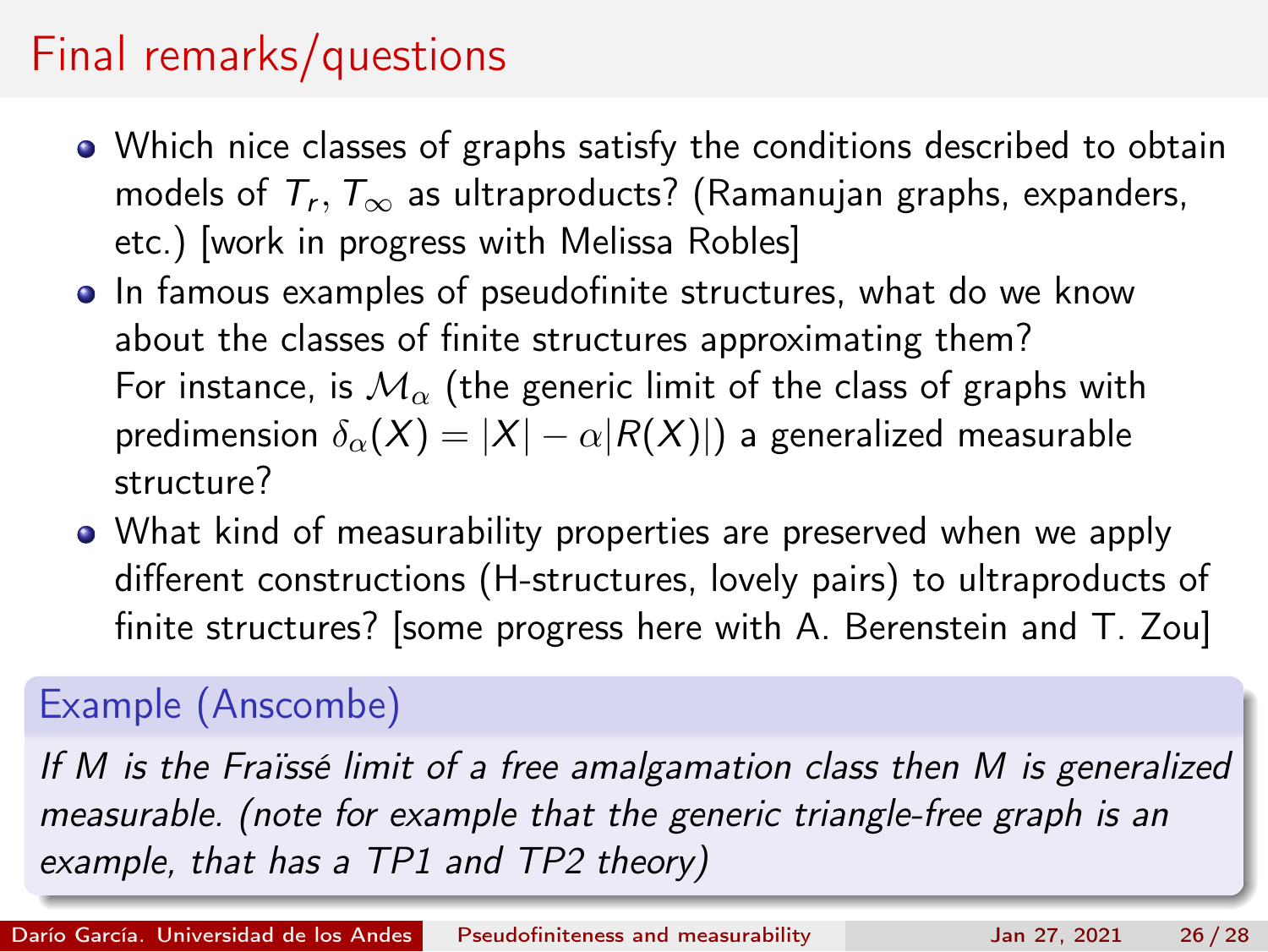# Final remarks/questions

- Which nice classes of graphs satisfy the conditions described to obtain models of $T_r$, $T_\infty$ as ultraproducts? (Ramanujan graphs, expanders, etc.) [work in progress with Melissa Robles]
- In famous examples of pseudofinite structures, what do we know about the classes of finite structures approximating them?
  For instance, is $\mathcal{M}_\alpha$ (the generic limit of the class of graphs with predimension $\delta_\alpha(X) = |X| - \alpha|R(X)|$) a generalized measurable structure?
- What kind of measurability properties are preserved when we apply different constructions (H-structures, lovely pairs) to ultraproducts of finite structures? [some progress here with A. Berenstein and T. Zou]

**Example (Anscombe)**

*If M is the Fraïssé limit of a free amalgamation class then M is generalized measurable. (note for example that the generic triangle-free graph is an example, that has a TP1 and TP2 theory)*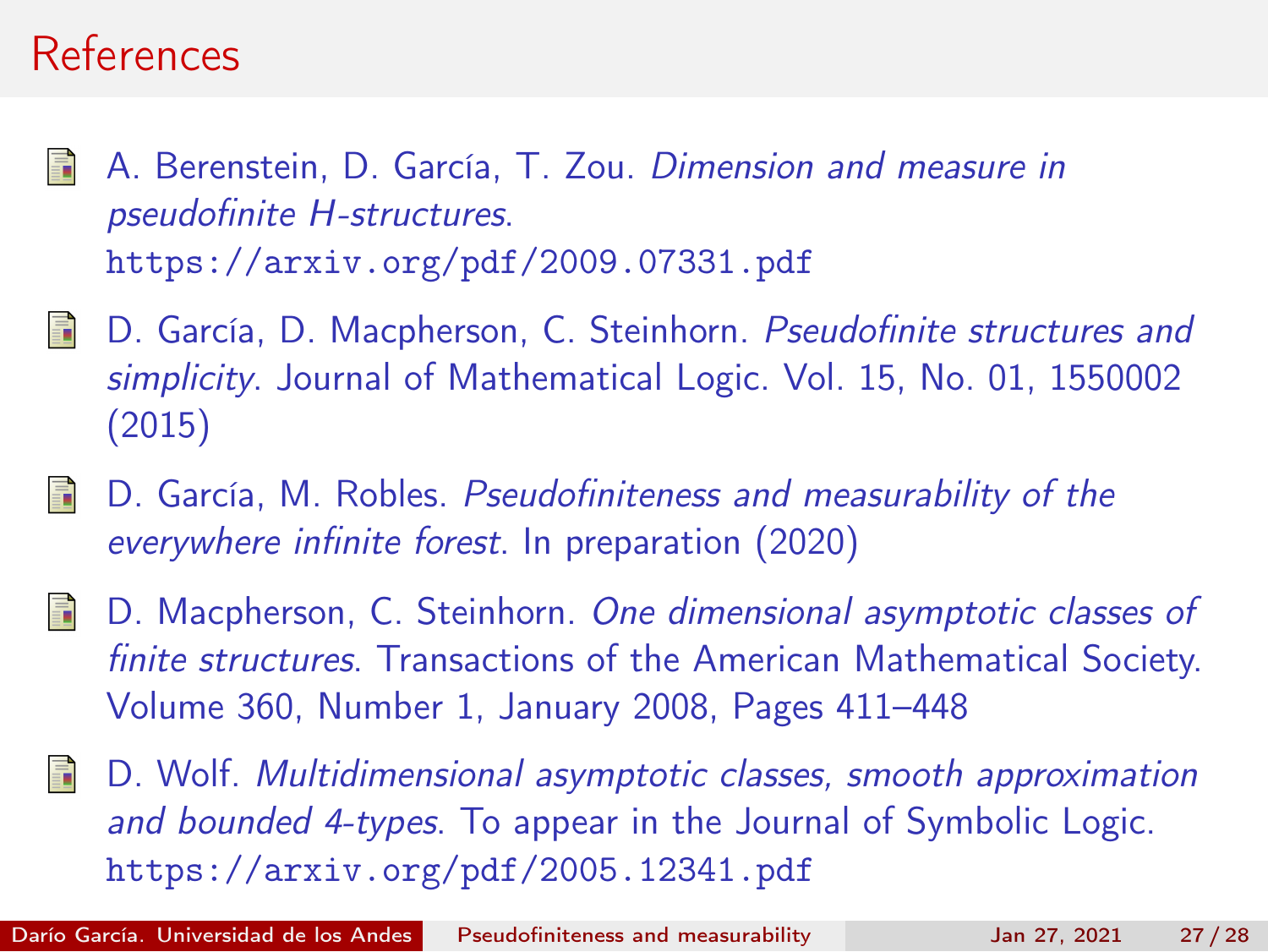# References

- A. Berenstein, D. García, T. Zou. *Dimension and measure in pseudofinite H-structures*. https://arxiv.org/pdf/2009.07331.pdf
- D. García, D. Macpherson, C. Steinhorn. *Pseudofinite structures and simplicity*. Journal of Mathematical Logic. Vol. 15, No. 01, 1550002 (2015)
- D. García, M. Robles. *Pseudofiniteness and measurability of the everywhere infinite forest*. In preparation (2020)
- D. Macpherson, C. Steinhorn. *One dimensional asymptotic classes of finite structures*. Transactions of the American Mathematical Society. Volume 360, Number 1, January 2008, Pages 411–448
- D. Wolf. *Multidimensional asymptotic classes, smooth approximation and bounded 4-types*. To appear in the Journal of Symbolic Logic. https://arxiv.org/pdf/2005.12341.pdf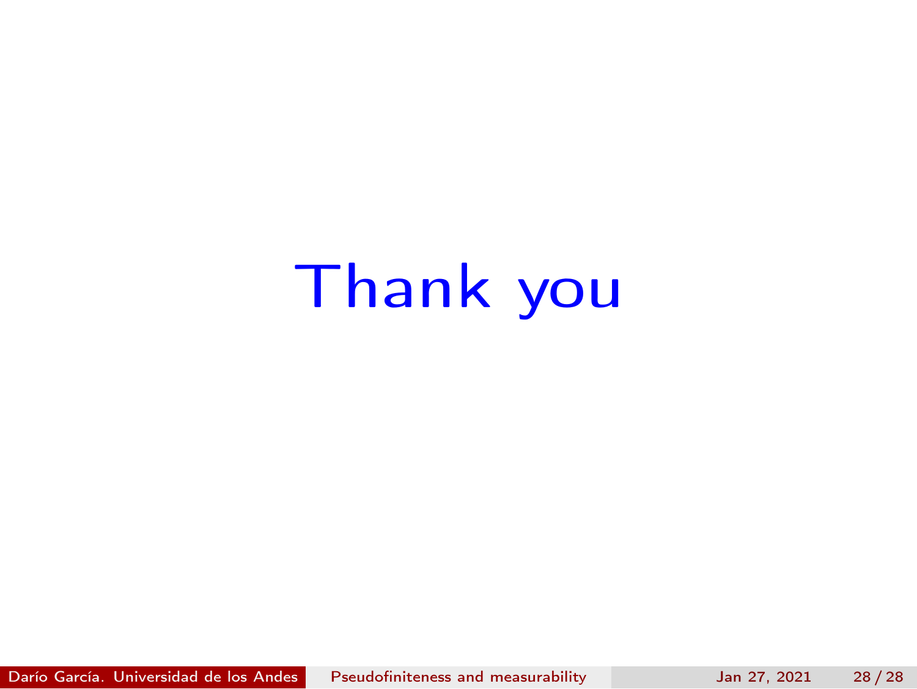# Thank you